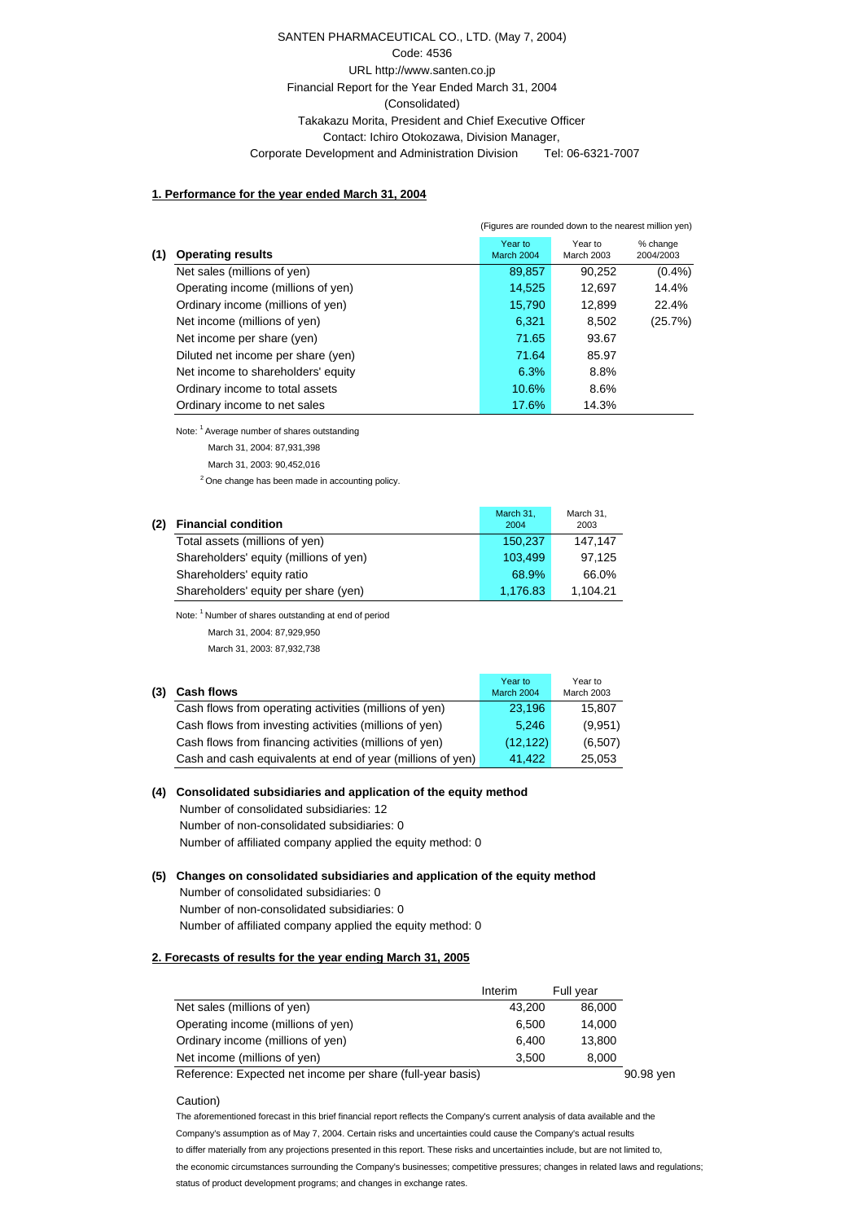SANTEN PHARMACEUTICAL CO., LTD. (May 7, 2004)

Code: 4536

URL http://www.santen.co.jp

Financial Report for the Year Ended March 31, 2004

(Consolidated)

Takakazu Morita, President and Chief Executive Officer

Contact: Ichiro Otokozawa, Division Manager,

Corporate Development and Administration Division　　Tel: 06-6321-7007

## 1. Performance for the year ended March 31, 2004

(Figures are rounded down to the nearest million yen)

| (1) Operating results | Year to March 2004 | Year to March 2003 | % change 2004/2003 |
|---|---|---|---|
| Net sales (millions of yen) | 89,857 | 90,252 | (0.4%) |
| Operating income (millions of yen) | 14,525 | 12,697 | 14.4% |
| Ordinary income (millions of yen) | 15,790 | 12,899 | 22.4% |
| Net income (millions of yen) | 6,321 | 8,502 | (25.7%) |
| Net income per share (yen) | 71.65 | 93.67 | |
| Diluted net income per share (yen) | 71.64 | 85.97 | |
| Net income to shareholders' equity | 6.3% | 8.8% | |
| Ordinary income to total assets | 10.6% | 8.6% | |
| Ordinary income to net sales | 17.6% | 14.3% | |

Note: [1] Average number of shares outstanding

March 31, 2004: 87,931,398

March 31, 2003: 90,452,016

[2] One change has been made in accounting policy.

| (2) Financial condition | March 31, 2004 | March 31, 2003 |
|---|---|---|
| Total assets (millions of yen) | 150,237 | 147,147 |
| Shareholders' equity (millions of yen) | 103,499 | 97,125 |
| Shareholders' equity ratio | 68.9% | 66.0% |
| Shareholders' equity per share (yen) | 1,176.83 | 1,104.21 |

Note: [1] Number of shares outstanding at end of period

March 31, 2004: 87,929,950

March 31, 2003: 87,932,738

| (3) Cash flows | Year to March 2004 | Year to March 2003 |
|---|---|---|
| Cash flows from operating activities (millions of yen) | 23,196 | 15,807 |
| Cash flows from investing activities (millions of yen) | 5,246 | (9,951) |
| Cash flows from financing activities (millions of yen) | (12,122) | (6,507) |
| Cash and cash equivalents at end of year (millions of yen) | 41,422 | 25,053 |

### (4) Consolidated subsidiaries and application of the equity method

Number of consolidated subsidiaries: 12

Number of non-consolidated subsidiaries: 0

Number of affiliated company applied the equity method: 0

### (5) Changes on consolidated subsidiaries and application of the equity method

Number of consolidated subsidiaries: 0

Number of non-consolidated subsidiaries: 0

Number of affiliated company applied the equity method: 0

## 2. Forecasts of results for the year ending March 31, 2005

| | Interim | Full year |
|---|---|---|
| Net sales (millions of yen) | 43,200 | 86,000 |
| Operating income (millions of yen) | 6,500 | 14,000 |
| Ordinary income (millions of yen) | 6,400 | 13,800 |
| Net income (millions of yen) | 3,500 | 8,000 |

Reference: Expected net income per share (full-year basis)　90.98 yen

Caution)

The aforementioned forecast in this brief financial report reflects the Company's current analysis of data available and the Company's assumption as of May 7, 2004. Certain risks and uncertainties could cause the Company's actual results to differ materially from any projections presented in this report. These risks and uncertainties include, but are not limited to, the economic circumstances surrounding the Company's businesses; competitive pressures; changes in related laws and regulations; status of product development programs; and changes in exchange rates.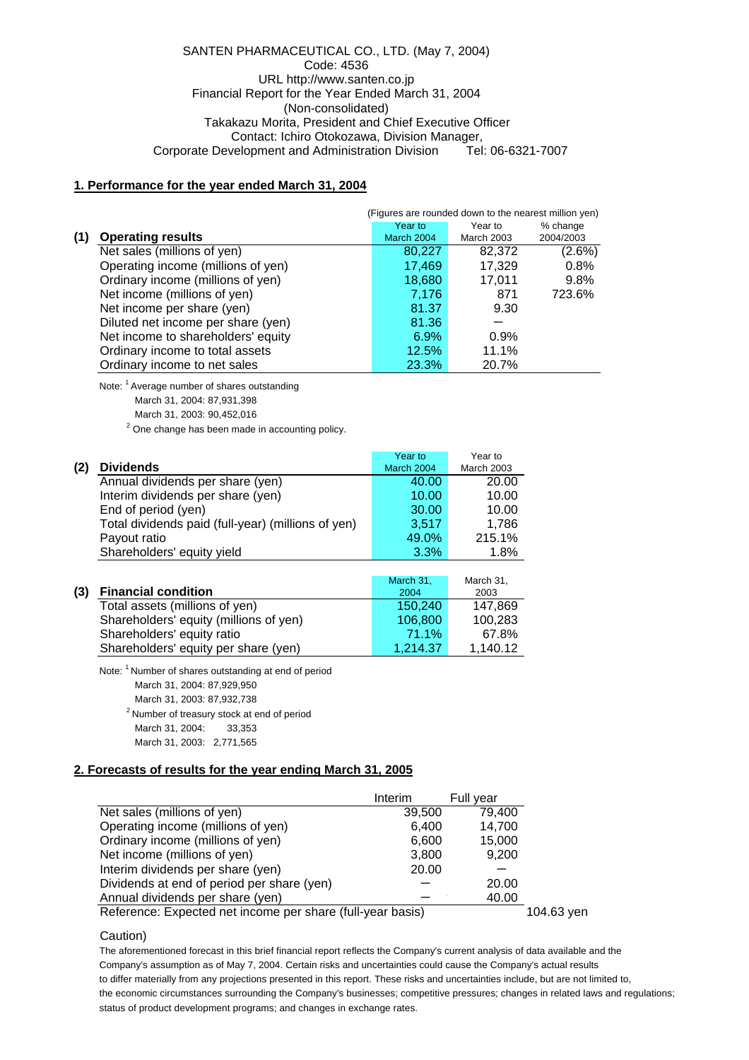SANTEN PHARMACEUTICAL CO., LTD. (May 7, 2004)
Code: 4536
URL http://www.santen.co.jp
Financial Report for the Year Ended March 31, 2004
(Non-consolidated)
Takakazu Morita, President and Chief Executive Officer
Contact: Ichiro Otokozawa, Division Manager,
Corporate Development and Administration Division Tel: 06-6321-7007

## 1. Performance for the year ended March 31, 2004

(Figures are rounded down to the nearest million yen)

| (1) Operating results | Year to March 2004 | Year to March 2003 | % change 2004/2003 |
|---|---|---|---|
| Net sales (millions of yen) | 80,227 | 82,372 | (2.6%) |
| Operating income (millions of yen) | 17,469 | 17,329 | 0.8% |
| Ordinary income (millions of yen) | 18,680 | 17,011 | 9.8% |
| Net income (millions of yen) | 7,176 | 871 | 723.6% |
| Net income per share (yen) | 81.37 | 9.30 | |
| Diluted net income per share (yen) | 81.36 | — | |
| Net income to shareholders' equity | 6.9% | 0.9% | |
| Ordinary income to total assets | 12.5% | 11.1% | |
| Ordinary income to net sales | 23.3% | 20.7% | |

Note: [1] Average number of shares outstanding
March 31, 2004: 87,931,398
March 31, 2003: 90,452,016
[2] One change has been made in accounting policy.

| (2) Dividends | Year to March 2004 | Year to March 2003 |
|---|---|---|
| Annual dividends per share (yen) | 40.00 | 20.00 |
| Interim dividends per share (yen) | 10.00 | 10.00 |
| End of period (yen) | 30.00 | 10.00 |
| Total dividends paid (full-year) (millions of yen) | 3,517 | 1,786 |
| Payout ratio | 49.0% | 215.1% |
| Shareholders' equity yield | 3.3% | 1.8% |

| (3) Financial condition | March 31, 2004 | March 31, 2003 |
|---|---|---|
| Total assets (millions of yen) | 150,240 | 147,869 |
| Shareholders' equity (millions of yen) | 106,800 | 100,283 |
| Shareholders' equity ratio | 71.1% | 67.8% |
| Shareholders' equity per share (yen) | 1,214.37 | 1,140.12 |

Note: [1] Number of shares outstanding at end of period
March 31, 2004: 87,929,950
March 31, 2003: 87,932,738
[2] Number of treasury stock at end of period
March 31, 2004: 33,353
March 31, 2003: 2,771,565

## 2. Forecasts of results for the year ending March 31, 2005

| | Interim | Full year |
|---|---|---|
| Net sales (millions of yen) | 39,500 | 79,400 |
| Operating income (millions of yen) | 6,400 | 14,700 |
| Ordinary income (millions of yen) | 6,600 | 15,000 |
| Net income (millions of yen) | 3,800 | 9,200 |
| Interim dividends per share (yen) | 20.00 | — |
| Dividends at end of period per share (yen) | — | 20.00 |
| Annual dividends per share (yen) | — | 40.00 |

Reference: Expected net income per share (full-year basis) 104.63 yen

Caution)

The aforementioned forecast in this brief financial report reflects the Company's current analysis of data available and the Company's assumption as of May 7, 2004. Certain risks and uncertainties could cause the Company's actual results to differ materially from any projections presented in this report. These risks and uncertainties include, but are not limited to, the economic circumstances surrounding the Company's businesses; competitive pressures; changes in related laws and regulations; status of product development programs; and changes in exchange rates.